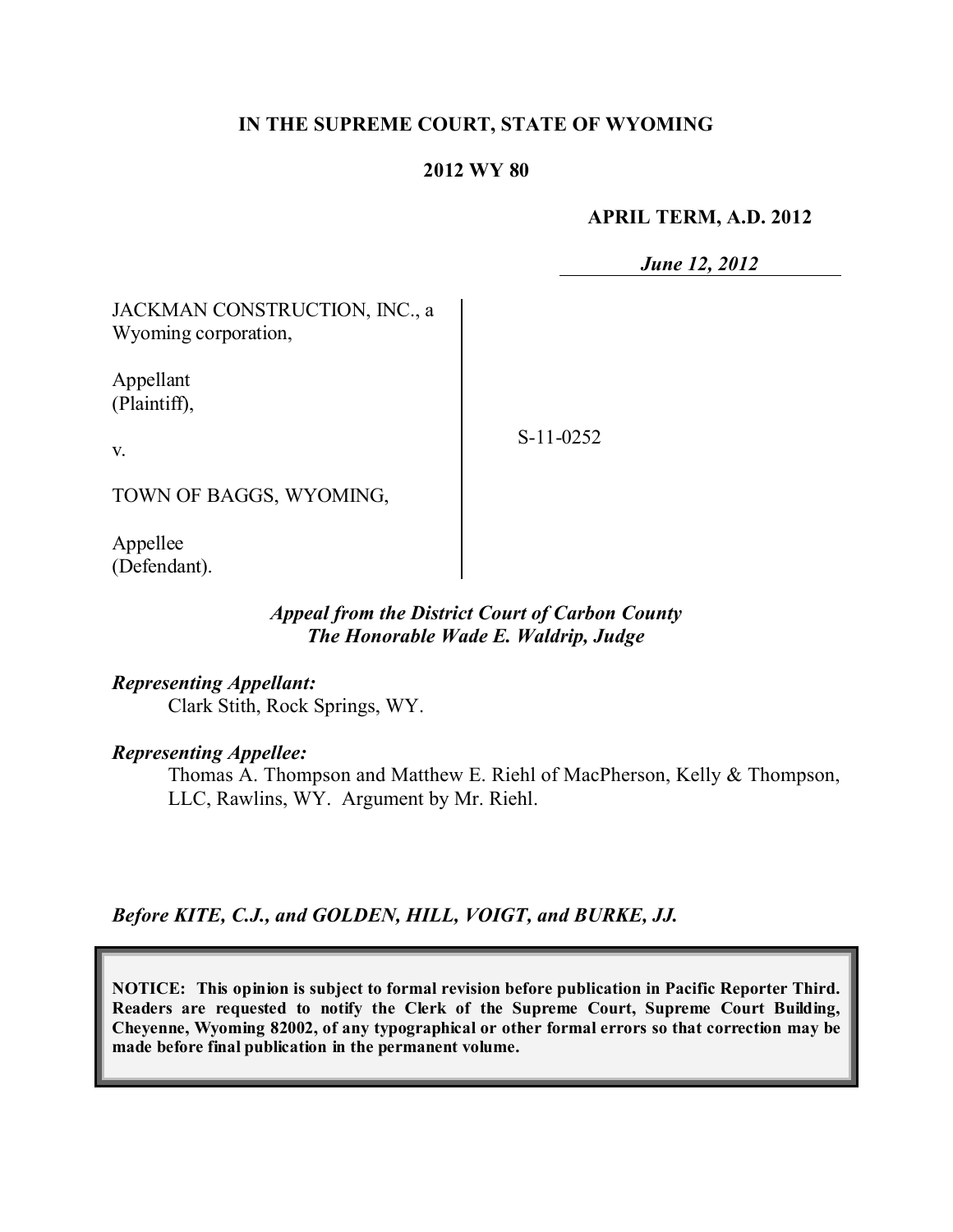# IN THE SUPREME COURT, STATE OF WYOMING

## 2012 WY 80

**APRIL TERM, A.D. 2012**

*June 12, 2012*

JACKMAN CONSTRUCTION, INC., a Wyoming corporation,

Appellant (Plaintiff),

v.

TOWN OF BAGGS, WYOMING,

Appellee (Defendant).

S-11-0252

*Appeal from the District Court of Carbon County*
*The Honorable Wade E. Waldrip, Judge*

***Representing Appellant:***
Clark Stith, Rock Springs, WY.

***Representing Appellee:***
Thomas A. Thompson and Matthew E. Riehl of MacPherson, Kelly & Thompson, LLC, Rawlins, WY. Argument by Mr. Riehl.

***Before KITE, C.J., and GOLDEN, HILL, VOIGT, and BURKE, JJ.***

**NOTICE: This opinion is subject to formal revision before publication in Pacific Reporter Third. Readers are requested to notify the Clerk of the Supreme Court, Supreme Court Building, Cheyenne, Wyoming 82002, of any typographical or other formal errors so that correction may be made before final publication in the permanent volume.**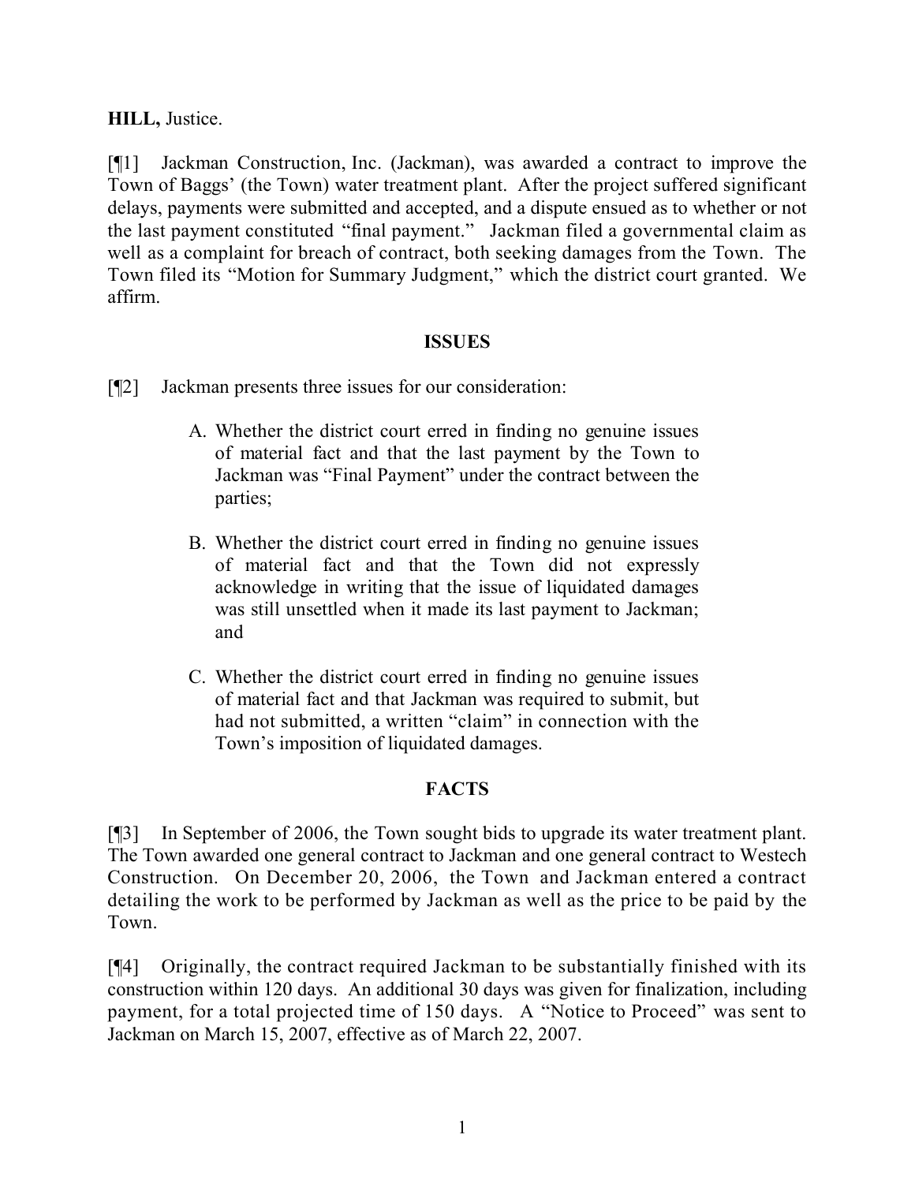**HILL,** Justice.

[¶1] Jackman Construction, Inc. (Jackman), was awarded a contract to improve the Town of Baggs' (the Town) water treatment plant. After the project suffered significant delays, payments were submitted and accepted, and a dispute ensued as to whether or not the last payment constituted "final payment." Jackman filed a governmental claim as well as a complaint for breach of contract, both seeking damages from the Town. The Town filed its "Motion for Summary Judgment," which the district court granted. We affirm.

## ISSUES

[¶2] Jackman presents three issues for our consideration:

> A. Whether the district court erred in finding no genuine issues of material fact and that the last payment by the Town to Jackman was "Final Payment" under the contract between the parties;
>
> B. Whether the district court erred in finding no genuine issues of material fact and that the Town did not expressly acknowledge in writing that the issue of liquidated damages was still unsettled when it made its last payment to Jackman; and
>
> C. Whether the district court erred in finding no genuine issues of material fact and that Jackman was required to submit, but had not submitted, a written "claim" in connection with the Town's imposition of liquidated damages.

## FACTS

[¶3] In September of 2006, the Town sought bids to upgrade its water treatment plant. The Town awarded one general contract to Jackman and one general contract to Westech Construction. On December 20, 2006, the Town and Jackman entered a contract detailing the work to be performed by Jackman as well as the price to be paid by the Town.

[¶4] Originally, the contract required Jackman to be substantially finished with its construction within 120 days. An additional 30 days was given for finalization, including payment, for a total projected time of 150 days. A "Notice to Proceed" was sent to Jackman on March 15, 2007, effective as of March 22, 2007.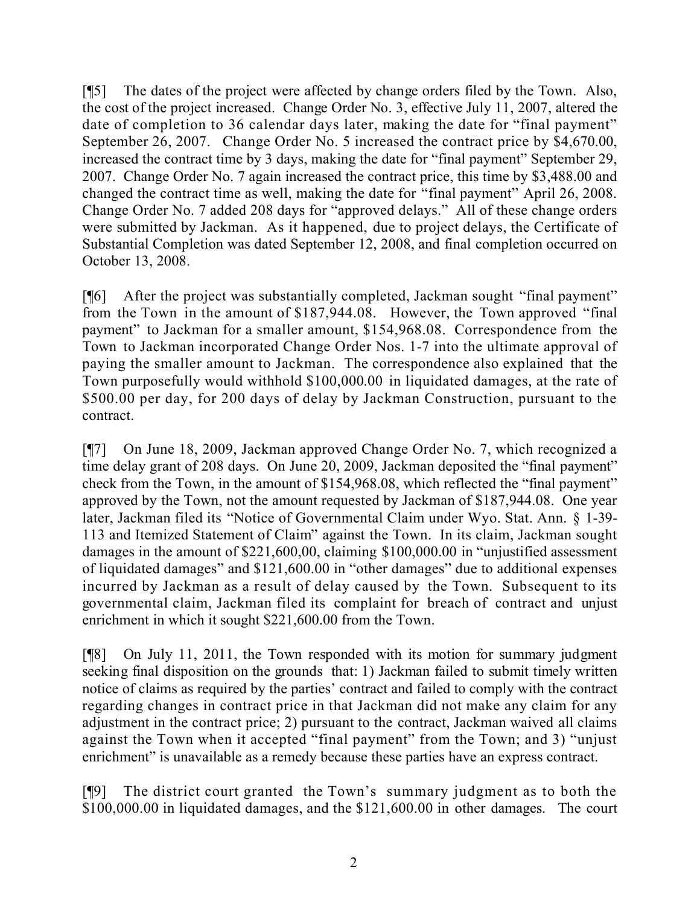[¶5] The dates of the project were affected by change orders filed by the Town. Also, the cost of the project increased. Change Order No. 3, effective July 11, 2007, altered the date of completion to 36 calendar days later, making the date for "final payment" September 26, 2007. Change Order No. 5 increased the contract price by $4,670.00, increased the contract time by 3 days, making the date for "final payment" September 29, 2007. Change Order No. 7 again increased the contract price, this time by $3,488.00 and changed the contract time as well, making the date for "final payment" April 26, 2008. Change Order No. 7 added 208 days for "approved delays." All of these change orders were submitted by Jackman. As it happened, due to project delays, the Certificate of Substantial Completion was dated September 12, 2008, and final completion occurred on October 13, 2008.

[¶6] After the project was substantially completed, Jackman sought "final payment" from the Town in the amount of $187,944.08. However, the Town approved "final payment" to Jackman for a smaller amount, $154,968.08. Correspondence from the Town to Jackman incorporated Change Order Nos. 1-7 into the ultimate approval of paying the smaller amount to Jackman. The correspondence also explained that the Town purposefully would withhold $100,000.00 in liquidated damages, at the rate of $500.00 per day, for 200 days of delay by Jackman Construction, pursuant to the contract.

[¶7] On June 18, 2009, Jackman approved Change Order No. 7, which recognized a time delay grant of 208 days. On June 20, 2009, Jackman deposited the "final payment" check from the Town, in the amount of $154,968.08, which reflected the "final payment" approved by the Town, not the amount requested by Jackman of $187,944.08. One year later, Jackman filed its "Notice of Governmental Claim under Wyo. Stat. Ann. § 1-39-113 and Itemized Statement of Claim" against the Town. In its claim, Jackman sought damages in the amount of $221,600,00, claiming $100,000.00 in "unjustified assessment of liquidated damages" and $121,600.00 in "other damages" due to additional expenses incurred by Jackman as a result of delay caused by the Town. Subsequent to its governmental claim, Jackman filed its complaint for breach of contract and unjust enrichment in which it sought $221,600.00 from the Town.

[¶8] On July 11, 2011, the Town responded with its motion for summary judgment seeking final disposition on the grounds that: 1) Jackman failed to submit timely written notice of claims as required by the parties' contract and failed to comply with the contract regarding changes in contract price in that Jackman did not make any claim for any adjustment in the contract price; 2) pursuant to the contract, Jackman waived all claims against the Town when it accepted "final payment" from the Town; and 3) "unjust enrichment" is unavailable as a remedy because these parties have an express contract.

[¶9] The district court granted the Town's summary judgment as to both the $100,000.00 in liquidated damages, and the $121,600.00 in other damages. The court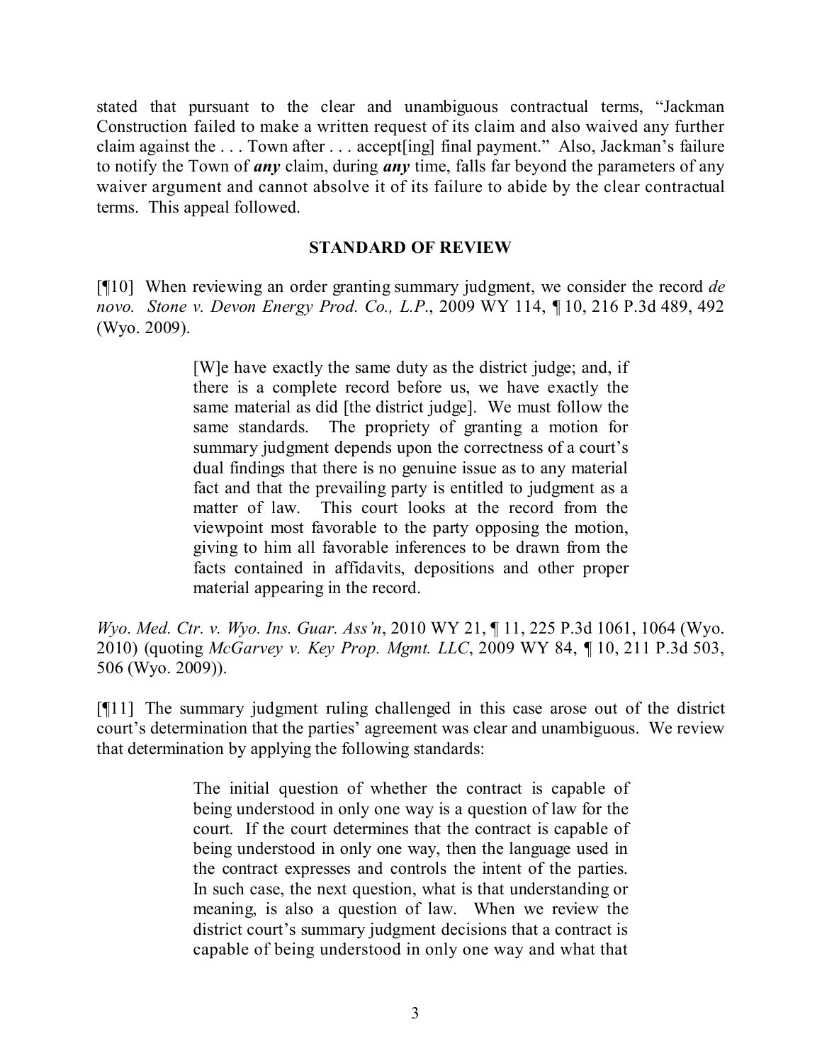stated that pursuant to the clear and unambiguous contractual terms, "Jackman Construction failed to make a written request of its claim and also waived any further claim against the . . . Town after . . . accept[ing] final payment." Also, Jackman's failure to notify the Town of ***any*** claim, during ***any*** time, falls far beyond the parameters of any waiver argument and cannot absolve it of its failure to abide by the clear contractual terms. This appeal followed.

## STANDARD OF REVIEW

[¶10] When reviewing an order granting summary judgment, we consider the record *de novo*. *Stone v. Devon Energy Prod. Co., L.P.*, 2009 WY 114, ¶ 10, 216 P.3d 489, 492 (Wyo. 2009).

> [W]e have exactly the same duty as the district judge; and, if there is a complete record before us, we have exactly the same material as did [the district judge]. We must follow the same standards. The propriety of granting a motion for summary judgment depends upon the correctness of a court's dual findings that there is no genuine issue as to any material fact and that the prevailing party is entitled to judgment as a matter of law. This court looks at the record from the viewpoint most favorable to the party opposing the motion, giving to him all favorable inferences to be drawn from the facts contained in affidavits, depositions and other proper material appearing in the record.

*Wyo. Med. Ctr. v. Wyo. Ins. Guar. Ass'n*, 2010 WY 21, ¶ 11, 225 P.3d 1061, 1064 (Wyo. 2010) (quoting *McGarvey v. Key Prop. Mgmt. LLC*, 2009 WY 84, ¶ 10, 211 P.3d 503, 506 (Wyo. 2009)).

[¶11] The summary judgment ruling challenged in this case arose out of the district court's determination that the parties' agreement was clear and unambiguous. We review that determination by applying the following standards:

> The initial question of whether the contract is capable of being understood in only one way is a question of law for the court. If the court determines that the contract is capable of being understood in only one way, then the language used in the contract expresses and controls the intent of the parties. In such case, the next question, what is that understanding or meaning, is also a question of law. When we review the district court's summary judgment decisions that a contract is capable of being understood in only one way and what that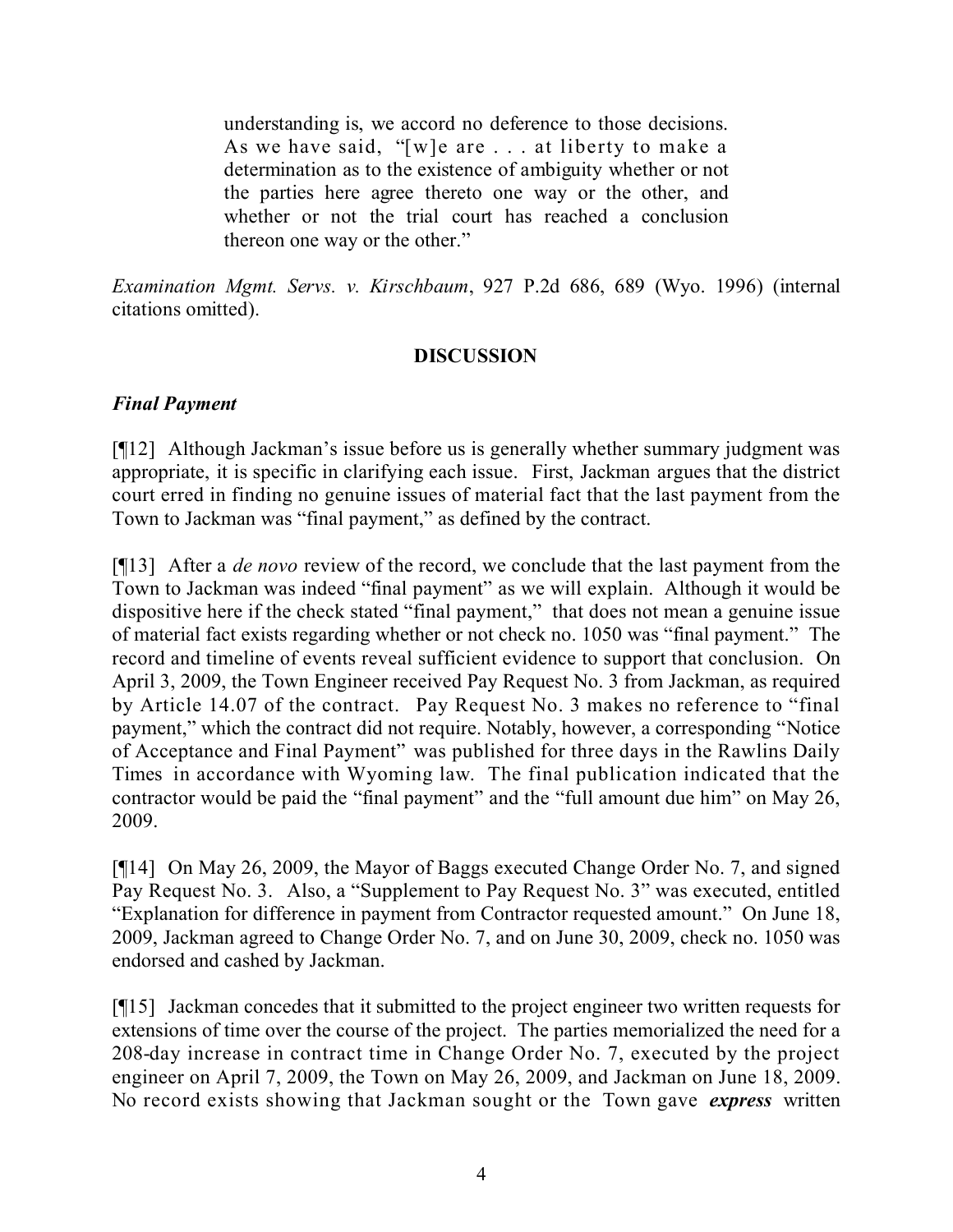> understanding is, we accord no deference to those decisions. As we have said, "[w]e are . . . at liberty to make a determination as to the existence of ambiguity whether or not the parties here agree thereto one way or the other, and whether or not the trial court has reached a conclusion thereon one way or the other."

*Examination Mgmt. Servs. v. Kirschbaum*, 927 P.2d 686, 689 (Wyo. 1996) (internal citations omitted).

## DISCUSSION

### *Final Payment*

[¶12] Although Jackman's issue before us is generally whether summary judgment was appropriate, it is specific in clarifying each issue. First, Jackman argues that the district court erred in finding no genuine issues of material fact that the last payment from the Town to Jackman was "final payment," as defined by the contract.

[¶13] After a *de novo* review of the record, we conclude that the last payment from the Town to Jackman was indeed "final payment" as we will explain. Although it would be dispositive here if the check stated "final payment," that does not mean a genuine issue of material fact exists regarding whether or not check no. 1050 was "final payment." The record and timeline of events reveal sufficient evidence to support that conclusion. On April 3, 2009, the Town Engineer received Pay Request No. 3 from Jackman, as required by Article 14.07 of the contract. Pay Request No. 3 makes no reference to "final payment," which the contract did not require. Notably, however, a corresponding "Notice of Acceptance and Final Payment" was published for three days in the Rawlins Daily Times in accordance with Wyoming law. The final publication indicated that the contractor would be paid the "final payment" and the "full amount due him" on May 26, 2009.

[¶14] On May 26, 2009, the Mayor of Baggs executed Change Order No. 7, and signed Pay Request No. 3. Also, a "Supplement to Pay Request No. 3" was executed, entitled "Explanation for difference in payment from Contractor requested amount." On June 18, 2009, Jackman agreed to Change Order No. 7, and on June 30, 2009, check no. 1050 was endorsed and cashed by Jackman.

[¶15] Jackman concedes that it submitted to the project engineer two written requests for extensions of time over the course of the project. The parties memorialized the need for a 208-day increase in contract time in Change Order No. 7, executed by the project engineer on April 7, 2009, the Town on May 26, 2009, and Jackman on June 18, 2009. No record exists showing that Jackman sought or the Town gave ***express*** written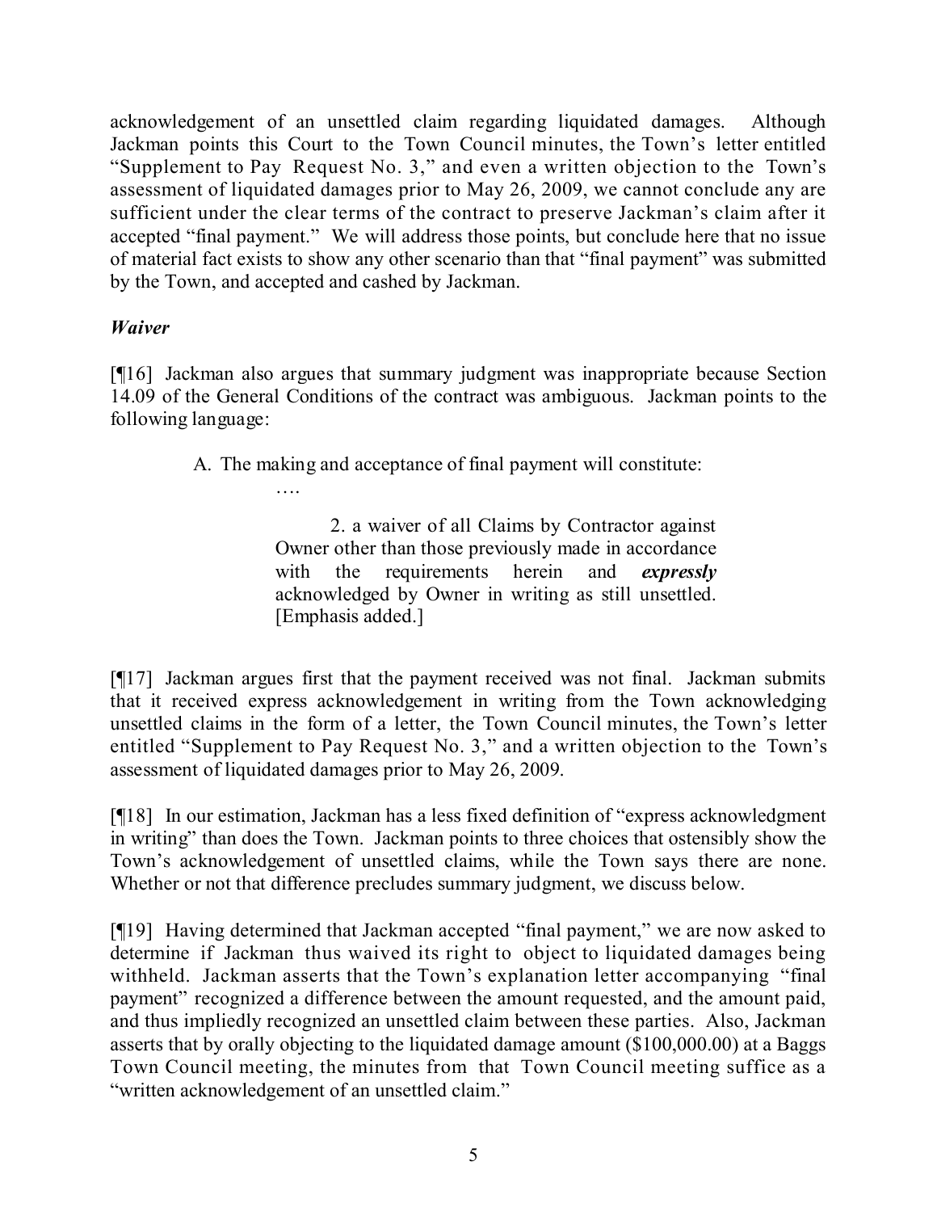acknowledgement of an unsettled claim regarding liquidated damages. Although Jackman points this Court to the Town Council minutes, the Town's letter entitled "Supplement to Pay Request No. 3," and even a written objection to the Town's assessment of liquidated damages prior to May 26, 2009, we cannot conclude any are sufficient under the clear terms of the contract to preserve Jackman's claim after it accepted "final payment." We will address those points, but conclude here that no issue of material fact exists to show any other scenario than that "final payment" was submitted by the Town, and accepted and cashed by Jackman.

### *Waiver*

[¶16] Jackman also argues that summary judgment was inappropriate because Section 14.09 of the General Conditions of the contract was ambiguous. Jackman points to the following language:

> A. The making and acceptance of final payment will constitute:
>
> ….
>
> 2. a waiver of all Claims by Contractor against Owner other than those previously made in accordance with the requirements herein and ***expressly*** acknowledged by Owner in writing as still unsettled. [Emphasis added.]

[¶17] Jackman argues first that the payment received was not final. Jackman submits that it received express acknowledgement in writing from the Town acknowledging unsettled claims in the form of a letter, the Town Council minutes, the Town's letter entitled "Supplement to Pay Request No. 3," and a written objection to the Town's assessment of liquidated damages prior to May 26, 2009.

[¶18] In our estimation, Jackman has a less fixed definition of "express acknowledgment in writing" than does the Town. Jackman points to three choices that ostensibly show the Town's acknowledgement of unsettled claims, while the Town says there are none. Whether or not that difference precludes summary judgment, we discuss below.

[¶19] Having determined that Jackman accepted "final payment," we are now asked to determine if Jackman thus waived its right to object to liquidated damages being withheld. Jackman asserts that the Town's explanation letter accompanying "final payment" recognized a difference between the amount requested, and the amount paid, and thus impliedly recognized an unsettled claim between these parties. Also, Jackman asserts that by orally objecting to the liquidated damage amount ($100,000.00) at a Baggs Town Council meeting, the minutes from that Town Council meeting suffice as a "written acknowledgement of an unsettled claim."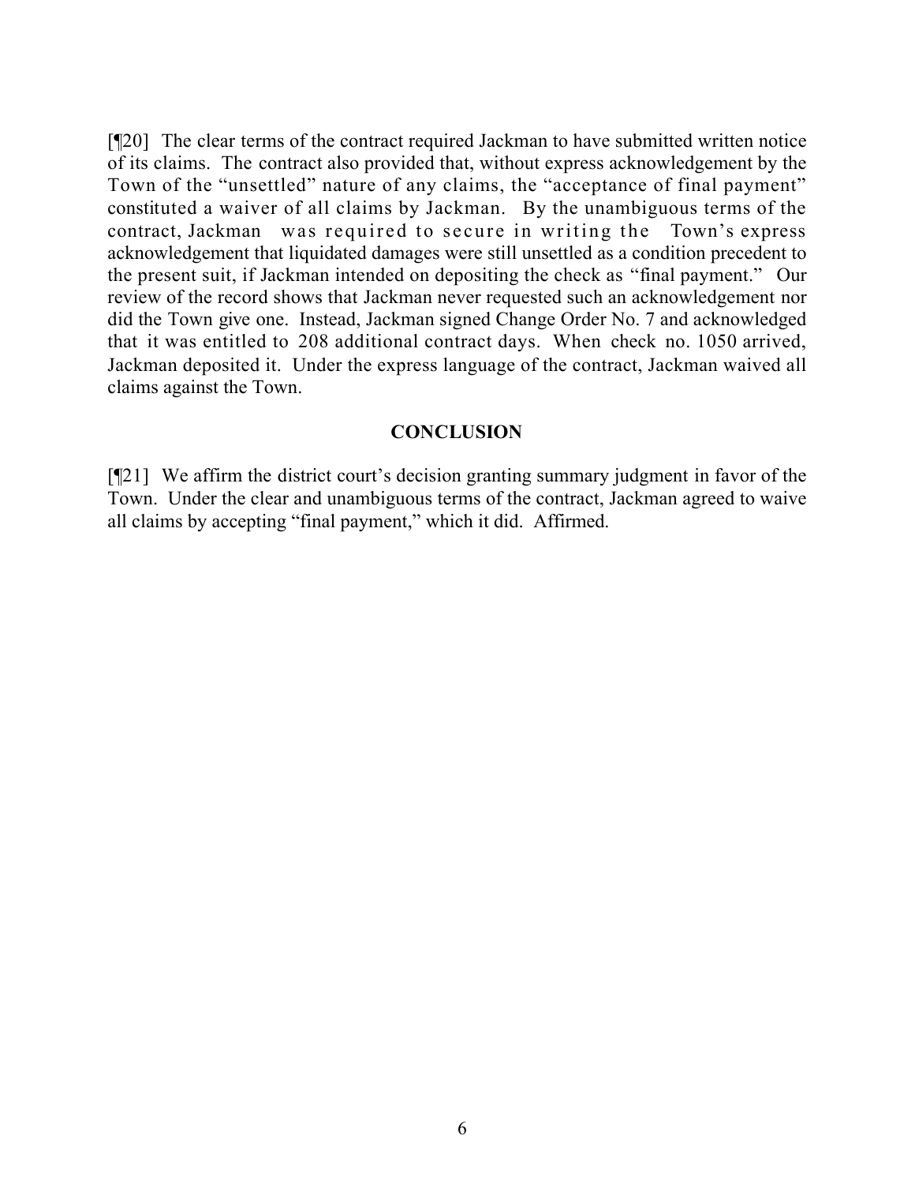[¶20] The clear terms of the contract required Jackman to have submitted written notice of its claims. The contract also provided that, without express acknowledgement by the Town of the "unsettled" nature of any claims, the "acceptance of final payment" constituted a waiver of all claims by Jackman. By the unambiguous terms of the contract, Jackman was required to secure in writing the Town's express acknowledgement that liquidated damages were still unsettled as a condition precedent to the present suit, if Jackman intended on depositing the check as "final payment." Our review of the record shows that Jackman never requested such an acknowledgement nor did the Town give one. Instead, Jackman signed Change Order No. 7 and acknowledged that it was entitled to 208 additional contract days. When check no. 1050 arrived, Jackman deposited it. Under the express language of the contract, Jackman waived all claims against the Town.

## CONCLUSION

[¶21] We affirm the district court's decision granting summary judgment in favor of the Town. Under the clear and unambiguous terms of the contract, Jackman agreed to waive all claims by accepting "final payment," which it did. Affirmed.